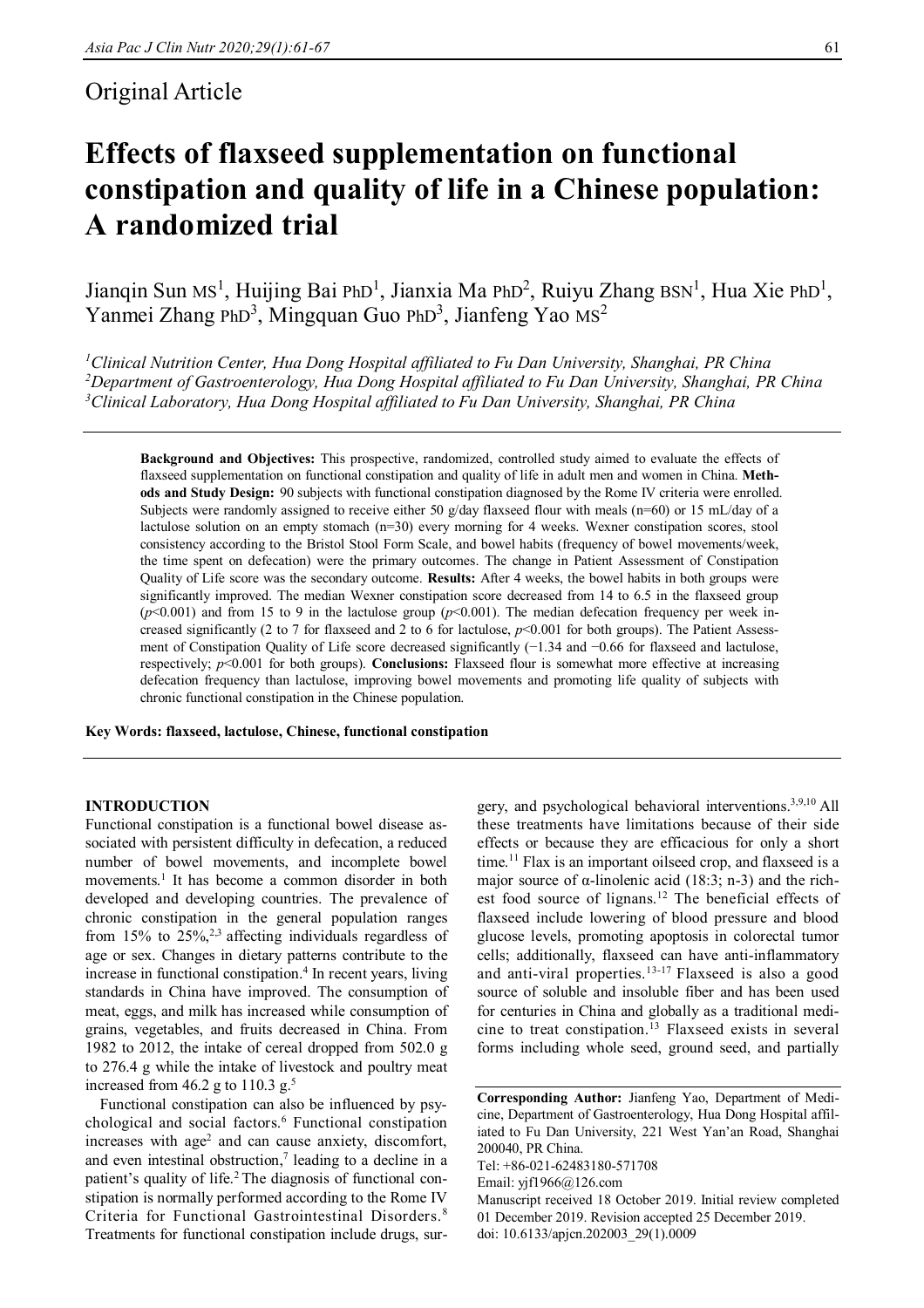Original Article

# Effects of flaxseed supplementation on functional constipation and quality of life in a Chinese population: A randomized trial

Jianqin Sun MS[1], Huijing Bai PhD[1], Jianxia Ma PhD[2], Ruiyu Zhang BSN[1], Hua Xie PhD[1], Yanmei Zhang PhD[3], Mingquan Guo PhD[3], Jianfeng Yao MS[2]

*[1]Clinical Nutrition Center, Hua Dong Hospital affiliated to Fu Dan University, Shanghai, PR China*
*[2]Department of Gastroenterology, Hua Dong Hospital affiliated to Fu Dan University, Shanghai, PR China*
*[3]Clinical Laboratory, Hua Dong Hospital affiliated to Fu Dan University, Shanghai, PR China*

**Background and Objectives:** This prospective, randomized, controlled study aimed to evaluate the effects of flaxseed supplementation on functional constipation and quality of life in adult men and women in China. **Methods and Study Design:** 90 subjects with functional constipation diagnosed by the Rome IV criteria were enrolled. Subjects were randomly assigned to receive either 50 g/day flaxseed flour with meals (n=60) or 15 mL/day of a lactulose solution on an empty stomach (n=30) every morning for 4 weeks. Wexner constipation scores, stool consistency according to the Bristol Stool Form Scale, and bowel habits (frequency of bowel movements/week, the time spent on defecation) were the primary outcomes. The change in Patient Assessment of Constipation Quality of Life score was the secondary outcome. **Results:** After 4 weeks, the bowel habits in both groups were significantly improved. The median Wexner constipation score decreased from 14 to 6.5 in the flaxseed group ($p<0.001$) and from 15 to 9 in the lactulose group ($p<0.001$). The median defecation frequency per week increased significantly (2 to 7 for flaxseed and 2 to 6 for lactulose, $p<0.001$ for both groups). The Patient Assessment of Constipation Quality of Life score decreased significantly (−1.34 and −0.66 for flaxseed and lactulose, respectively; $p<0.001$ for both groups). **Conclusions:** Flaxseed flour is somewhat more effective at increasing defecation frequency than lactulose, improving bowel movements and promoting life quality of subjects with chronic functional constipation in the Chinese population.

**Key Words: flaxseed, lactulose, Chinese, functional constipation**

## INTRODUCTION

Functional constipation is a functional bowel disease associated with persistent difficulty in defecation, a reduced number of bowel movements, and incomplete bowel movements.[1] It has become a common disorder in both developed and developing countries. The prevalence of chronic constipation in the general population ranges from 15% to 25%,[2,3] affecting individuals regardless of age or sex. Changes in dietary patterns contribute to the increase in functional constipation.[4] In recent years, living standards in China have improved. The consumption of meat, eggs, and milk has increased while consumption of grains, vegetables, and fruits decreased in China. From 1982 to 2012, the intake of cereal dropped from 502.0 g to 276.4 g while the intake of livestock and poultry meat increased from 46.2 g to 110.3 g.[5]

Functional constipation can also be influenced by psychological and social factors.[6] Functional constipation increases with age[2] and can cause anxiety, discomfort, and even intestinal obstruction,[7] leading to a decline in a patient's quality of life.[2] The diagnosis of functional constipation is normally performed according to the Rome IV Criteria for Functional Gastrointestinal Disorders.[8] Treatments for functional constipation include drugs, surgery, and psychological behavioral interventions.[3,9,10] All these treatments have limitations because of their side effects or because they are efficacious for only a short time.[11] Flax is an important oilseed crop, and flaxseed is a major source of α-linolenic acid (18:3; n-3) and the richest food source of lignans.[12] The beneficial effects of flaxseed include lowering of blood pressure and blood glucose levels, promoting apoptosis in colorectal tumor cells; additionally, flaxseed can have anti-inflammatory and anti-viral properties.[13-17] Flaxseed is also a good source of soluble and insoluble fiber and has been used for centuries in China and globally as a traditional medicine to treat constipation.[13] Flaxseed exists in several forms including whole seed, ground seed, and partially

**Corresponding Author:** Jianfeng Yao, Department of Medicine, Department of Gastroenterology, Hua Dong Hospital affiliated to Fu Dan University, 221 West Yan'an Road, Shanghai 200040, PR China.
Tel: +86-021-62483180-571708
Email: yjf1966@126.com
Manuscript received 18 October 2019. Initial review completed 01 December 2019. Revision accepted 25 December 2019.
doi: 10.6133/apjcn.202003_29(1).0009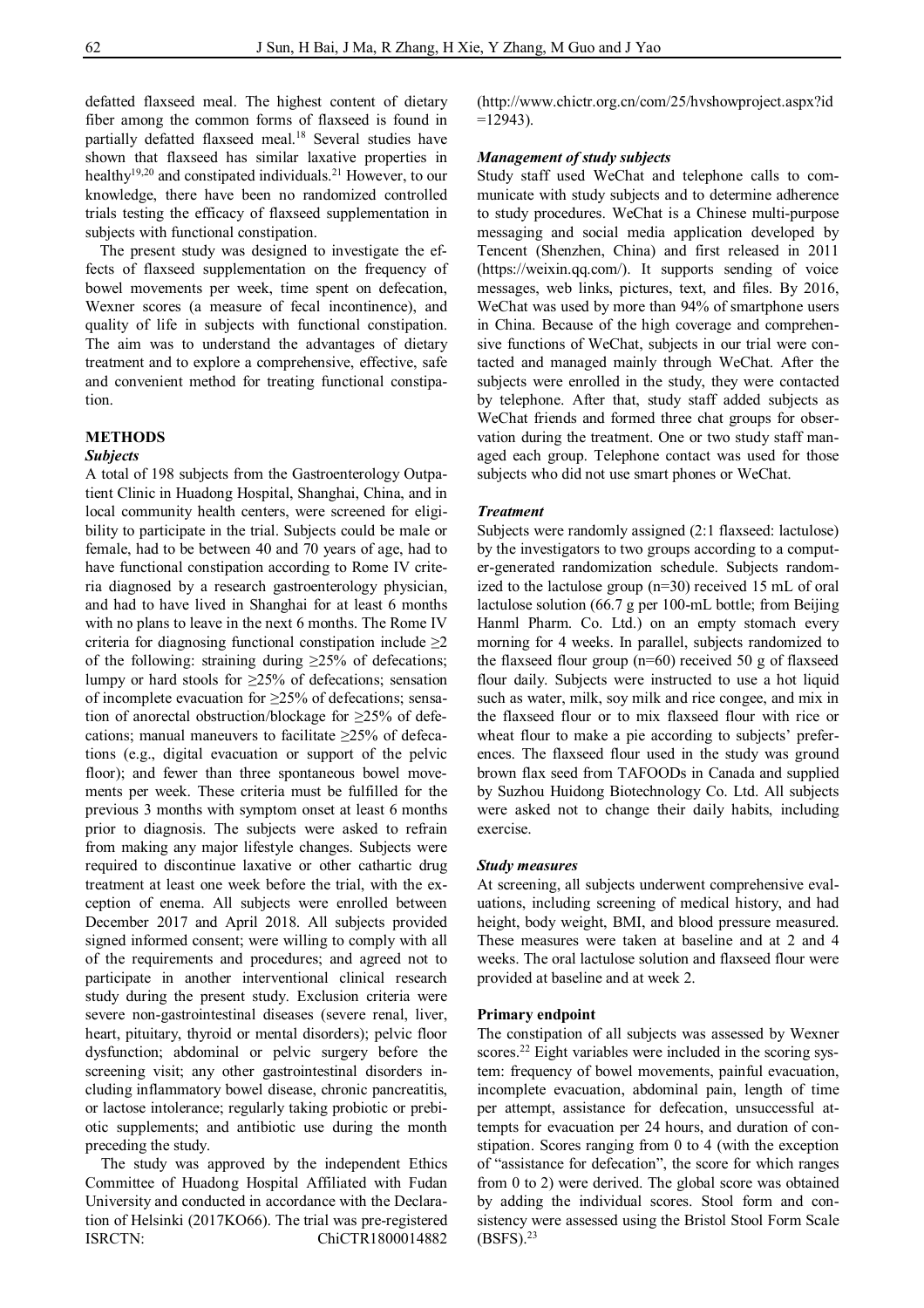defatted flaxseed meal. The highest content of dietary fiber among the common forms of flaxseed is found in partially defatted flaxseed meal.[18] Several studies have shown that flaxseed has similar laxative properties in healthy[19,20] and constipated individuals.[21] However, to our knowledge, there have been no randomized controlled trials testing the efficacy of flaxseed supplementation in subjects with functional constipation.

The present study was designed to investigate the effects of flaxseed supplementation on the frequency of bowel movements per week, time spent on defecation, Wexner scores (a measure of fecal incontinence), and quality of life in subjects with functional constipation. The aim was to understand the advantages of dietary treatment and to explore a comprehensive, effective, safe and convenient method for treating functional constipation.

## METHODS

### *Subjects*

A total of 198 subjects from the Gastroenterology Outpatient Clinic in Huadong Hospital, Shanghai, China, and in local community health centers, were screened for eligibility to participate in the trial. Subjects could be male or female, had to be between 40 and 70 years of age, had to have functional constipation according to Rome IV criteria diagnosed by a research gastroenterology physician, and had to have lived in Shanghai for at least 6 months with no plans to leave in the next 6 months. The Rome IV criteria for diagnosing functional constipation include ≥2 of the following: straining during ≥25% of defecations; lumpy or hard stools for ≥25% of defecations; sensation of incomplete evacuation for ≥25% of defecations; sensation of anorectal obstruction/blockage for ≥25% of defecations; manual maneuvers to facilitate ≥25% of defecations (e.g., digital evacuation or support of the pelvic floor); and fewer than three spontaneous bowel movements per week. These criteria must be fulfilled for the previous 3 months with symptom onset at least 6 months prior to diagnosis. The subjects were asked to refrain from making any major lifestyle changes. Subjects were required to discontinue laxative or other cathartic drug treatment at least one week before the trial, with the exception of enema. All subjects were enrolled between December 2017 and April 2018. All subjects provided signed informed consent; were willing to comply with all of the requirements and procedures; and agreed not to participate in another interventional clinical research study during the present study. Exclusion criteria were severe non-gastrointestinal diseases (severe renal, liver, heart, pituitary, thyroid or mental disorders); pelvic floor dysfunction; abdominal or pelvic surgery before the screening visit; any other gastrointestinal disorders including inflammatory bowel disease, chronic pancreatitis, or lactose intolerance; regularly taking probiotic or prebiotic supplements; and antibiotic use during the month preceding the study.

The study was approved by the independent Ethics Committee of Huadong Hospital Affiliated with Fudan University and conducted in accordance with the Declaration of Helsinki (2017KO66). The trial was pre-registered ISRCTN: ChiCTR1800014882 (http://www.chictr.org.cn/com/25/hvshowproject.aspx?id=12943).

### *Management of study subjects*

Study staff used WeChat and telephone calls to communicate with study subjects and to determine adherence to study procedures. WeChat is a Chinese multi-purpose messaging and social media application developed by Tencent (Shenzhen, China) and first released in 2011 (https://weixin.qq.com/). It supports sending of voice messages, web links, pictures, text, and files. By 2016, WeChat was used by more than 94% of smartphone users in China. Because of the high coverage and comprehensive functions of WeChat, subjects in our trial were contacted and managed mainly through WeChat. After the subjects were enrolled in the study, they were contacted by telephone. After that, study staff added subjects as WeChat friends and formed three chat groups for observation during the treatment. One or two study staff managed each group. Telephone contact was used for those subjects who did not use smart phones or WeChat.

### *Treatment*

Subjects were randomly assigned (2:1 flaxseed: lactulose) by the investigators to two groups according to a computer-generated randomization schedule. Subjects randomized to the lactulose group (n=30) received 15 mL of oral lactulose solution (66.7 g per 100-mL bottle; from Beijing Hanml Pharm. Co. Ltd.) on an empty stomach every morning for 4 weeks. In parallel, subjects randomized to the flaxseed flour group (n=60) received 50 g of flaxseed flour daily. Subjects were instructed to use a hot liquid such as water, milk, soy milk and rice congee, and mix in the flaxseed flour or to mix flaxseed flour with rice or wheat flour to make a pie according to subjects' preferences. The flaxseed flour used in the study was ground brown flax seed from TAFOODs in Canada and supplied by Suzhou Huidong Biotechnology Co. Ltd. All subjects were asked not to change their daily habits, including exercise.

### *Study measures*

At screening, all subjects underwent comprehensive evaluations, including screening of medical history, and had height, body weight, BMI, and blood pressure measured. These measures were taken at baseline and at 2 and 4 weeks. The oral lactulose solution and flaxseed flour were provided at baseline and at week 2.

### Primary endpoint

The constipation of all subjects was assessed by Wexner scores.[22] Eight variables were included in the scoring system: frequency of bowel movements, painful evacuation, incomplete evacuation, abdominal pain, length of time per attempt, assistance for defecation, unsuccessful attempts for evacuation per 24 hours, and duration of constipation. Scores ranging from 0 to 4 (with the exception of "assistance for defecation", the score for which ranges from 0 to 2) were derived. The global score was obtained by adding the individual scores. Stool form and consistency were assessed using the Bristol Stool Form Scale (BSFS).[23]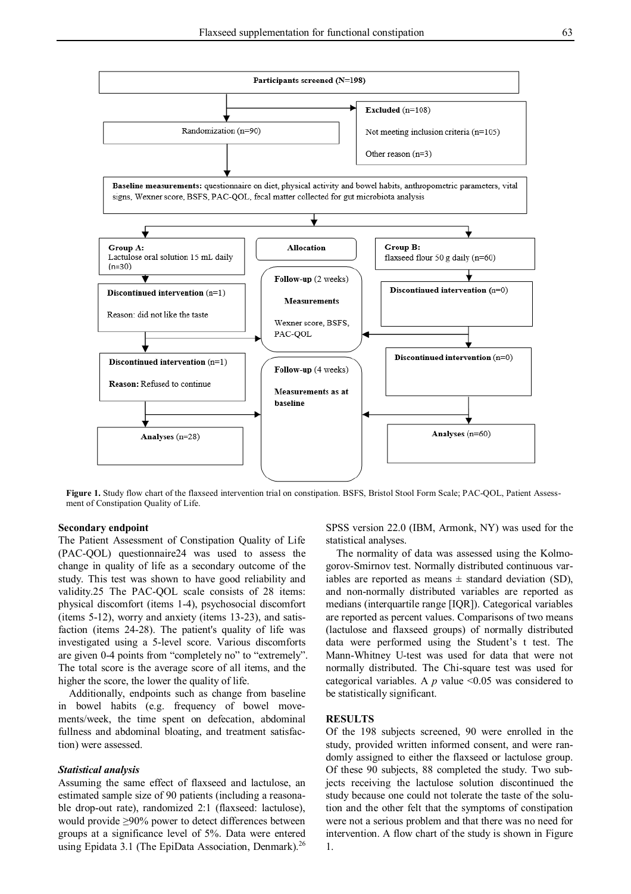Participants screened (N=198)

Excluded (n=108)

Not meeting inclusion criteria (n=105)

Other reason (n=3)

Randomization (n=90)

**Baseline measurements:** questionnaire on diet, physical activity and bowel habits, anthropometric parameters, vital signs, Wexner score, BSFS, PAC-QOL, fecal matter collected for gut microbiota analysis

**Group A:** Lactulose oral solution 15 mL daily (n=30)

**Allocation**

**Group B:** flaxseed flour 50 g daily (n=60)

**Discontinued intervention** (n=1)

Reason: did not like the taste

**Follow-up** (2 weeks)

**Measurements**

Wexner score, BSFS, PAC-QOL

**Discontinued intervention** (n=0)

**Discontinued intervention** (n=1)

**Reason:** Refused to continue

**Follow-up** (4 weeks)

**Measurements as at baseline**

**Discontinued intervention** (n=0)

**Analyses** (n=28)

**Analyses** (n=60)

**Figure 1.** Study flow chart of the flaxseed intervention trial on constipation. BSFS, Bristol Stool Form Scale; PAC-QOL, Patient Assessment of Constipation Quality of Life.

**Secondary endpoint**

The Patient Assessment of Constipation Quality of Life (PAC-QOL) questionnaire24 was used to assess the change in quality of life as a secondary outcome of the study. This test was shown to have good reliability and validity.25 The PAC-QOL scale consists of 28 items: physical discomfort (items 1-4), psychosocial discomfort (items 5-12), worry and anxiety (items 13-23), and satisfaction (items 24-28). The patient's quality of life was investigated using a 5-level score. Various discomforts are given 0-4 points from "completely no" to "extremely". The total score is the average score of all items, and the higher the score, the lower the quality of life.

Additionally, endpoints such as change from baseline in bowel habits (e.g. frequency of bowel movements/week, the time spent on defecation, abdominal fullness and abdominal bloating, and treatment satisfaction) were assessed.

***Statistical analysis***

Assuming the same effect of flaxseed and lactulose, an estimated sample size of 90 patients (including a reasonable drop-out rate), randomized 2:1 (flaxseed: lactulose), would provide ≥90% power to detect differences between groups at a significance level of 5%. Data were entered using Epidata 3.1 (The EpiData Association, Denmark).[26] SPSS version 22.0 (IBM, Armonk, NY) was used for the statistical analyses.

The normality of data was assessed using the Kolmogorov-Smirnov test. Normally distributed continuous variables are reported as means ± standard deviation (SD), and non-normally distributed variables are reported as medians (interquartile range [IQR]). Categorical variables are reported as percent values. Comparisons of two means (lactulose and flaxseed groups) of normally distributed data were performed using the Student's t test. The Mann-Whitney U-test was used for data that were not normally distributed. The Chi-square test was used for categorical variables. A $p$ value $<0.05$ was considered to be statistically significant.

**RESULTS**

Of the 198 subjects screened, 90 were enrolled in the study, provided written informed consent, and were randomly assigned to either the flaxseed or lactulose group. Of these 90 subjects, 88 completed the study. Two subjects receiving the lactulose solution discontinued the study because one could not tolerate the taste of the solution and the other felt that the symptoms of constipation were not a serious problem and that there was no need for intervention. A flow chart of the study is shown in Figure 1.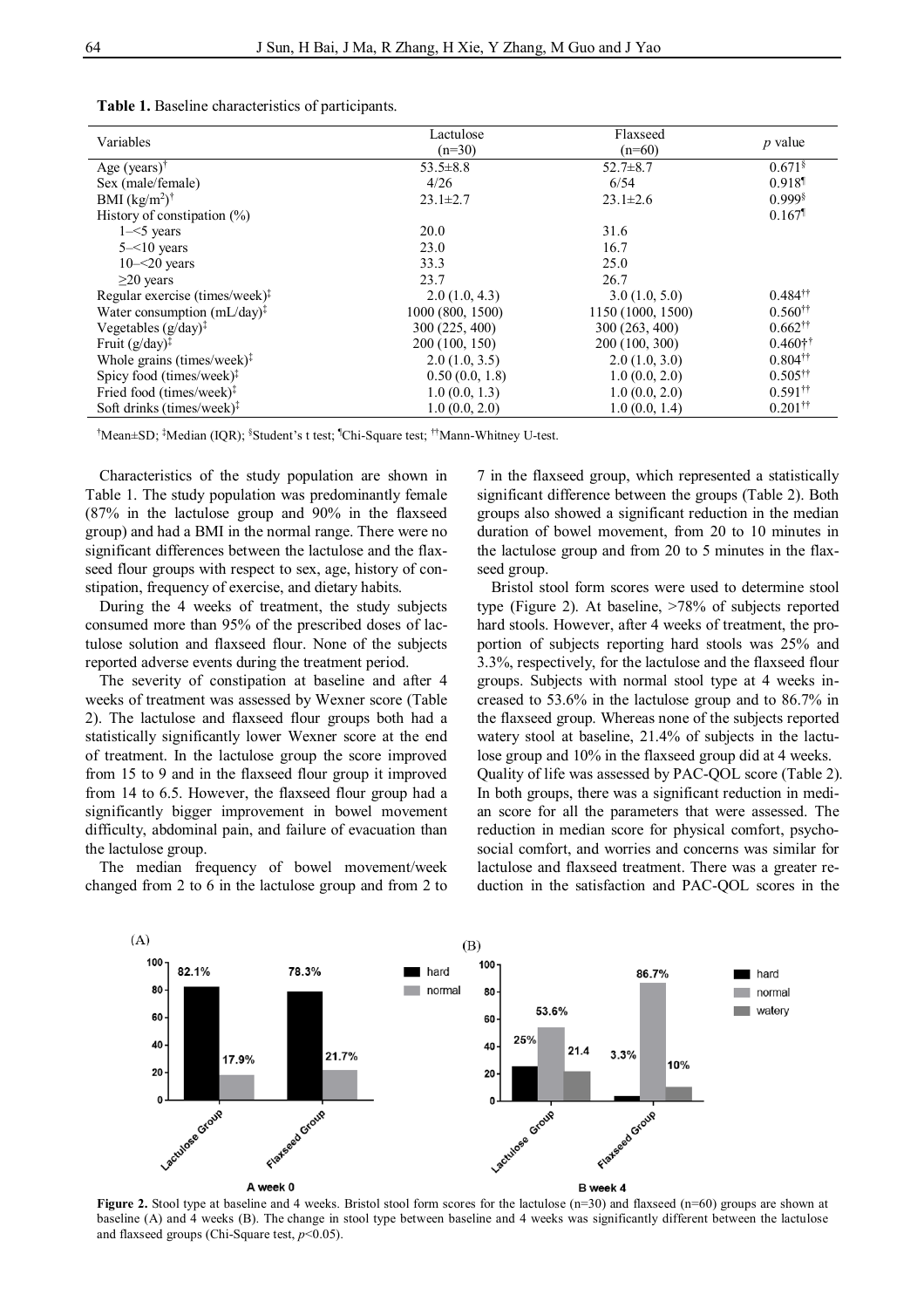**Table 1.** Baseline characteristics of participants.

| Variables | Lactulose (n=30) | Flaxseed (n=60) | *p* value |
|---|---|---|---|
| Age (years)[†] | 53.5±8.8 | 52.7±8.7 | 0.671[§] |
| Sex (male/female) | 4/26 | 6/54 | 0.918[¶] |
| BMI (kg/m$^2$)[†] | 23.1±2.7 | 23.1±2.6 | 0.999[§] |
| History of constipation (%) | | | 0.167[¶] |
| 1–<5 years | 20.0 | 31.6 | |
| 5–<10 years | 23.0 | 16.7 | |
| 10–<20 years | 33.3 | 25.0 | |
| ≥20 years | 23.7 | 26.7 | |
| Regular exercise (times/week)[‡] | 2.0 (1.0, 4.3) | 3.0 (1.0, 5.0) | 0.484[††] |
| Water consumption (mL/day)[‡] | 1000 (800, 1500) | 1150 (1000, 1500) | 0.560[††] |
| Vegetables (g/day)[‡] | 300 (225, 400) | 300 (263, 400) | 0.662[††] |
| Fruit (g/day)[‡] | 200 (100, 150) | 200 (100, 300) | 0.460[††] |
| Whole grains (times/week)[‡] | 2.0 (1.0, 3.5) | 2.0 (1.0, 3.0) | 0.804[††] |
| Spicy food (times/week)[‡] | 0.50 (0.0, 1.8) | 1.0 (0.0, 2.0) | 0.505[††] |
| Fried food (times/week)[‡] | 1.0 (0.0, 1.3) | 1.0 (0.0, 2.0) | 0.591[††] |
| Soft drinks (times/week)[‡] | 1.0 (0.0, 2.0) | 1.0 (0.0, 1.4) | 0.201[††] |

[†]Mean±SD; [‡]Median (IQR); [§]Student's t test; [¶]Chi-Square test; [††]Mann-Whitney U-test.

Characteristics of the study population are shown in Table 1. The study population was predominantly female (87% in the lactulose group and 90% in the flaxseed group) and had a BMI in the normal range. There were no significant differences between the lactulose and the flaxseed flour groups with respect to sex, age, history of constipation, frequency of exercise, and dietary habits.

During the 4 weeks of treatment, the study subjects consumed more than 95% of the prescribed doses of lactulose solution and flaxseed flour. None of the subjects reported adverse events during the treatment period.

The severity of constipation at baseline and after 4 weeks of treatment was assessed by Wexner score (Table 2). The lactulose and flaxseed flour groups both had a statistically significantly lower Wexner score at the end of treatment. In the lactulose group the score improved from 15 to 9 and in the flaxseed flour group it improved from 14 to 6.5. However, the flaxseed flour group had a significantly bigger improvement in bowel movement difficulty, abdominal pain, and failure of evacuation than the lactulose group.

The median frequency of bowel movement/week changed from 2 to 6 in the lactulose group and from 2 to 7 in the flaxseed group, which represented a statistically significant difference between the groups (Table 2). Both groups also showed a significant reduction in the median duration of bowel movement, from 20 to 10 minutes in the lactulose group and from 20 to 5 minutes in the flaxseed group.

Bristol stool form scores were used to determine stool type (Figure 2). At baseline, >78% of subjects reported hard stools. However, after 4 weeks of treatment, the proportion of subjects reporting hard stools was 25% and 3.3%, respectively, for the lactulose and the flaxseed flour groups. Subjects with normal stool type at 4 weeks increased to 53.6% in the lactulose group and to 86.7% in the flaxseed group. Whereas none of the subjects reported watery stool at baseline, 21.4% of subjects in the lactulose group and 10% in the flaxseed group did at 4 weeks.

Quality of life was assessed by PAC-QOL score (Table 2). In both groups, there was a significant reduction in median score for all the parameters that were assessed. The reduction in median score for physical comfort, psychosocial comfort, and worries and concerns was similar for lactulose and flaxseed treatment. There was a greater reduction in the satisfaction and PAC-QOL scores in the

**Figure 2.** Stool type at baseline and 4 weeks. Bristol stool form scores for the lactulose (n=30) and flaxseed (n=60) groups are shown at baseline (A) and 4 weeks (B). The change in stool type between baseline and 4 weeks was significantly different between the lactulose and flaxseed groups (Chi-Square test, $p$<0.05).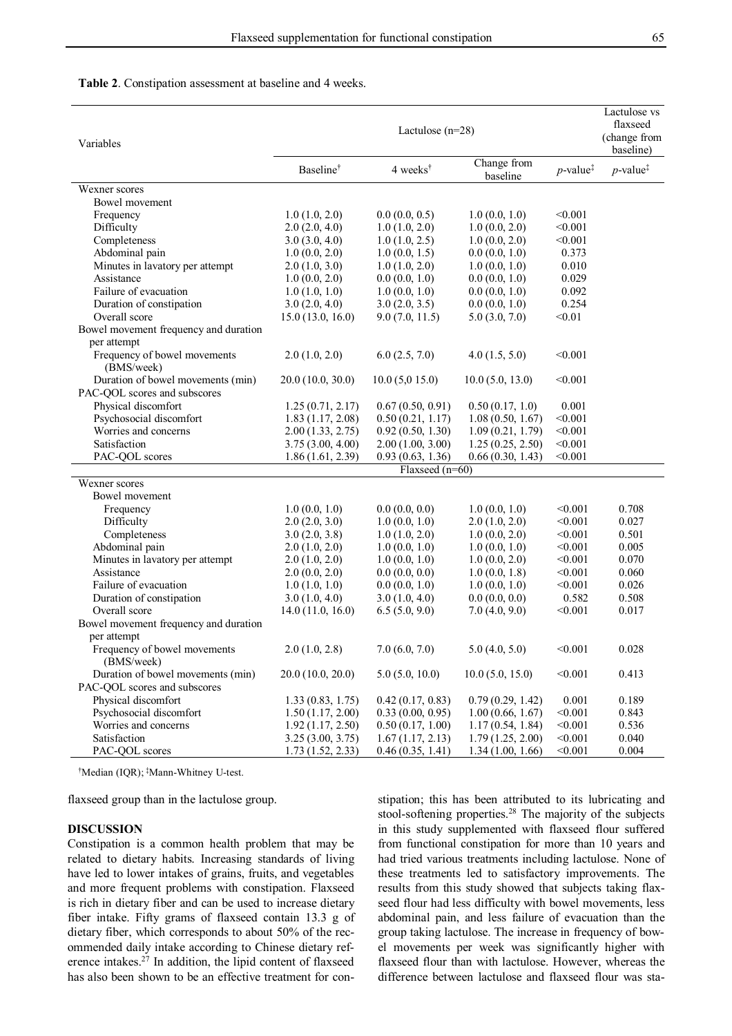**Table 2**. Constipation assessment at baseline and 4 weeks.

| Variables | Lactulose (n=28) | | | | Lactulose vs flaxseed (change from baseline) |
|---|---|---|---|---|---|
| | Baseline† | 4 weeks† | Change from baseline | *p*-value‡ | *p*-value‡ |
| Wexner scores | | | | | |
| Bowel movement | | | | | |
| Frequency | 1.0 (1.0, 2.0) | 0.0 (0.0, 0.5) | 1.0 (0.0, 1.0) | <0.001 | |
| Difficulty | 2.0 (2.0, 4.0) | 1.0 (1.0, 2.0) | 1.0 (0.0, 2.0) | <0.001 | |
| Completeness | 3.0 (3.0, 4.0) | 1.0 (1.0, 2.5) | 1.0 (0.0, 2.0) | <0.001 | |
| Abdominal pain | 1.0 (0.0, 2.0) | 1.0 (0.0, 1.5) | 0.0 (0.0, 1.0) | 0.373 | |
| Minutes in lavatory per attempt | 2.0 (1.0, 3.0) | 1.0 (1.0, 2.0) | 1.0 (0.0, 1.0) | 0.010 | |
| Assistance | 1.0 (0.0, 2.0) | 0.0 (0.0, 1.0) | 0.0 (0.0, 1.0) | 0.029 | |
| Failure of evacuation | 1.0 (1.0, 1.0) | 1.0 (0.0, 1.0) | 0.0 (0.0, 1.0) | 0.092 | |
| Duration of constipation | 3.0 (2.0, 4.0) | 3.0 (2.0, 3.5) | 0.0 (0.0, 1.0) | 0.254 | |
| Overall score | 15.0 (13.0, 16.0) | 9.0 (7.0, 11.5) | 5.0 (3.0, 7.0) | <0.01 | |
| Bowel movement frequency and duration per attempt | | | | | |
| Frequency of bowel movements (BMS/week) | 2.0 (1.0, 2.0) | 6.0 (2.5, 7.0) | 4.0 (1.5, 5.0) | <0.001 | |
| Duration of bowel movements (min) | 20.0 (10.0, 30.0) | 10.0 (5,0 15.0) | 10.0 (5.0, 13.0) | <0.001 | |
| PAC-QOL scores and subscores | | | | | |
| Physical discomfort | 1.25 (0.71, 2.17) | 0.67 (0.50, 0.91) | 0.50 (0.17, 1.0) | 0.001 | |
| Psychosocial discomfort | 1.83 (1.17, 2.08) | 0.50 (0.21, 1.17) | 1.08 (0.50, 1.67) | <0.001 | |
| Worries and concerns | 2.00 (1.33, 2.75) | 0.92 (0.50, 1.30) | 1.09 (0.21, 1.79) | <0.001 | |
| Satisfaction | 3.75 (3.00, 4.00) | 2.00 (1.00, 3.00) | 1.25 (0.25, 2.50) | <0.001 | |
| PAC-QOL scores | 1.86 (1.61, 2.39) | 0.93 (0.63, 1.36) | 0.66 (0.30, 1.43) | <0.001 | |
| | Flaxseed (n=60) | | | | |
| Wexner scores | | | | | |
| Bowel movement | | | | | |
| Frequency | 1.0 (0.0, 1.0) | 0.0 (0.0, 0.0) | 1.0 (0.0, 1.0) | <0.001 | 0.708 |
| Difficulty | 2.0 (2.0, 3.0) | 1.0 (0.0, 1.0) | 2.0 (1.0, 2.0) | <0.001 | 0.027 |
| Completeness | 3.0 (2.0, 3.8) | 1.0 (1.0, 2.0) | 1.0 (0.0, 2.0) | <0.001 | 0.501 |
| Abdominal pain | 2.0 (1.0, 2.0) | 1.0 (0.0, 1.0) | 1.0 (0.0, 1.0) | <0.001 | 0.005 |
| Minutes in lavatory per attempt | 2.0 (1.0, 2.0) | 1.0 (0.0, 1.0) | 1.0 (0.0, 2.0) | <0.001 | 0.070 |
| Assistance | 2.0 (0.0, 2.0) | 0.0 (0.0, 0.0) | 1.0 (0.0, 1.8) | <0.001 | 0.060 |
| Failure of evacuation | 1.0 (1.0, 1.0) | 0.0 (0.0, 1.0) | 1.0 (0.0, 1.0) | <0.001 | 0.026 |
| Duration of constipation | 3.0 (1.0, 4.0) | 3.0 (1.0, 4.0) | 0.0 (0.0, 0.0) | 0.582 | 0.508 |
| Overall score | 14.0 (11.0, 16.0) | 6.5 (5.0, 9.0) | 7.0 (4.0, 9.0) | <0.001 | 0.017 |
| Bowel movement frequency and duration per attempt | | | | | |
| Frequency of bowel movements (BMS/week) | 2.0 (1.0, 2.8) | 7.0 (6.0, 7.0) | 5.0 (4.0, 5.0) | <0.001 | 0.028 |
| Duration of bowel movements (min) | 20.0 (10.0, 20.0) | 5.0 (5.0, 10.0) | 10.0 (5.0, 15.0) | <0.001 | 0.413 |
| PAC-QOL scores and subscores | | | | | |
| Physical discomfort | 1.33 (0.83, 1.75) | 0.42 (0.17, 0.83) | 0.79 (0.29, 1.42) | 0.001 | 0.189 |
| Psychosocial discomfort | 1.50 (1.17, 2.00) | 0.33 (0.00, 0.95) | 1.00 (0.66, 1.67) | <0.001 | 0.843 |
| Worries and concerns | 1.92 (1.17, 2.50) | 0.50 (0.17, 1.00) | 1.17 (0.54, 1.84) | <0.001 | 0.536 |
| Satisfaction | 3.25 (3.00, 3.75) | 1.67 (1.17, 2.13) | 1.79 (1.25, 2.00) | <0.001 | 0.040 |
| PAC-QOL scores | 1.73 (1.52, 2.33) | 0.46 (0.35, 1.41) | 1.34 (1.00, 1.66) | <0.001 | 0.004 |

†Median (IQR); ‡Mann-Whitney U-test.

flaxseed group than in the lactulose group.

## DISCUSSION

Constipation is a common health problem that may be related to dietary habits. Increasing standards of living have led to lower intakes of grains, fruits, and vegetables and more frequent problems with constipation. Flaxseed is rich in dietary fiber and can be used to increase dietary fiber intake. Fifty grams of flaxseed contain 13.3 g of dietary fiber, which corresponds to about 50% of the recommended daily intake according to Chinese dietary reference intakes.[27] In addition, the lipid content of flaxseed has also been shown to be an effective treatment for constipation; this has been attributed to its lubricating and stool-softening properties.[28] The majority of the subjects in this study supplemented with flaxseed flour suffered from functional constipation for more than 10 years and had tried various treatments including lactulose. None of these treatments led to satisfactory improvements. The results from this study showed that subjects taking flaxseed flour had less difficulty with bowel movements, less abdominal pain, and less failure of evacuation than the group taking lactulose. The increase in frequency of bowel movements per week was significantly higher with flaxseed flour than with lactulose. However, whereas the difference between lactulose and flaxseed flour was sta-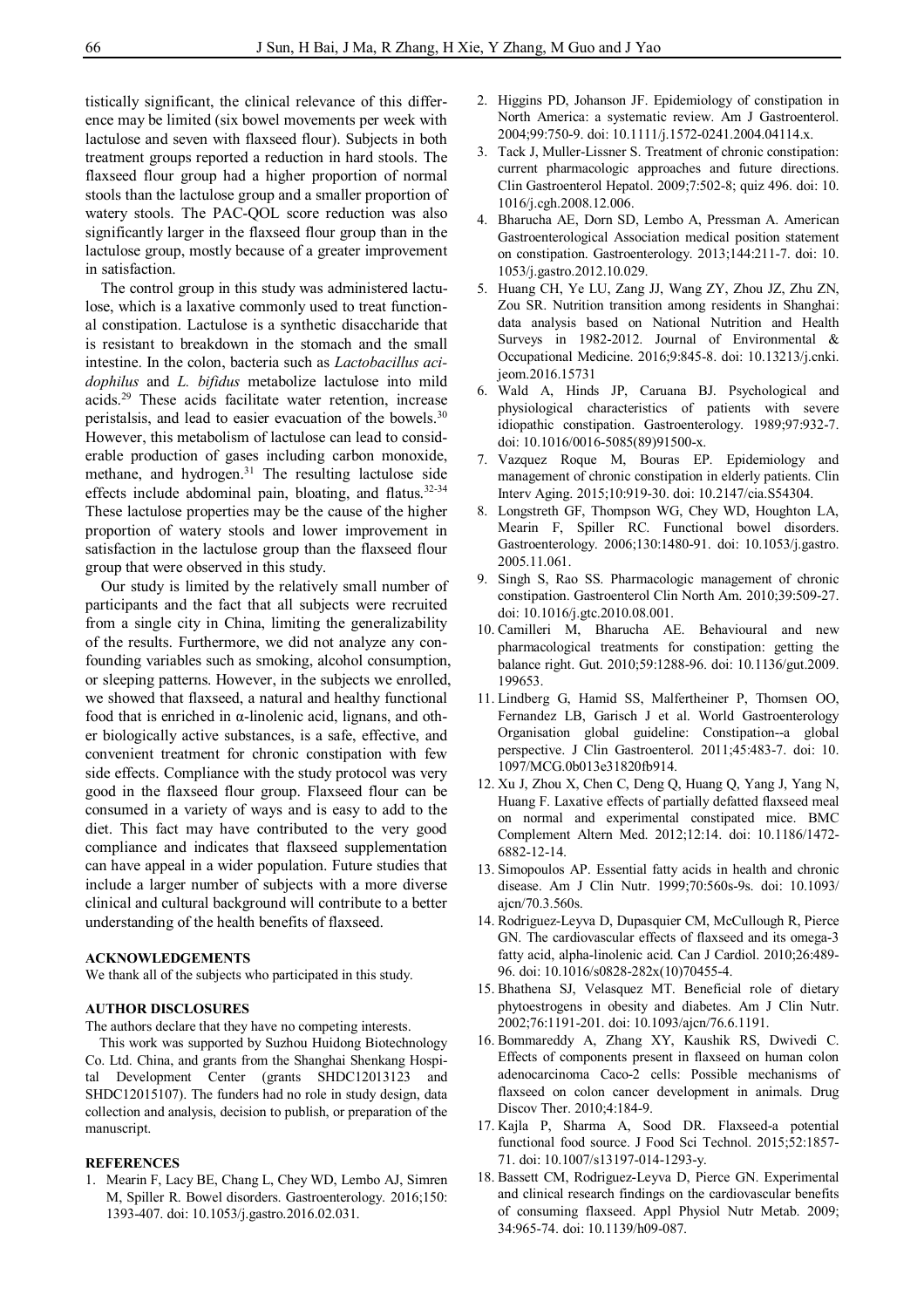tistically significant, the clinical relevance of this difference may be limited (six bowel movements per week with lactulose and seven with flaxseed flour). Subjects in both treatment groups reported a reduction in hard stools. The flaxseed flour group had a higher proportion of normal stools than the lactulose group and a smaller proportion of watery stools. The PAC-QOL score reduction was also significantly larger in the flaxseed flour group than in the lactulose group, mostly because of a greater improvement in satisfaction.

The control group in this study was administered lactulose, which is a laxative commonly used to treat functional constipation. Lactulose is a synthetic disaccharide that is resistant to breakdown in the stomach and the small intestine. In the colon, bacteria such as *Lactobacillus acidophilus* and *L. bifidus* metabolize lactulose into mild acids.[29] These acids facilitate water retention, increase peristalsis, and lead to easier evacuation of the bowels.[30] However, this metabolism of lactulose can lead to considerable production of gases including carbon monoxide, methane, and hydrogen.[31] The resulting lactulose side effects include abdominal pain, bloating, and flatus.[32-34] These lactulose properties may be the cause of the higher proportion of watery stools and lower improvement in satisfaction in the lactulose group than the flaxseed flour group that were observed in this study.

Our study is limited by the relatively small number of participants and the fact that all subjects were recruited from a single city in China, limiting the generalizability of the results. Furthermore, we did not analyze any confounding variables such as smoking, alcohol consumption, or sleeping patterns. However, in the subjects we enrolled, we showed that flaxseed, a natural and healthy functional food that is enriched in α-linolenic acid, lignans, and other biologically active substances, is a safe, effective, and convenient treatment for chronic constipation with few side effects. Compliance with the study protocol was very good in the flaxseed flour group. Flaxseed flour can be consumed in a variety of ways and is easy to add to the diet. This fact may have contributed to the very good compliance and indicates that flaxseed supplementation can have appeal in a wider population. Future studies that include a larger number of subjects with a more diverse clinical and cultural background will contribute to a better understanding of the health benefits of flaxseed.

## ACKNOWLEDGEMENTS

We thank all of the subjects who participated in this study.

## AUTHOR DISCLOSURES

The authors declare that they have no competing interests.

This work was supported by Suzhou Huidong Biotechnology Co. Ltd. China, and grants from the Shanghai Shenkang Hospital Development Center (grants SHDC12013123 and SHDC12015107). The funders had no role in study design, data collection and analysis, decision to publish, or preparation of the manuscript.

## REFERENCES

1. Mearin F, Lacy BE, Chang L, Chey WD, Lembo AJ, Simren M, Spiller R. Bowel disorders. Gastroenterology. 2016;150: 1393-407. doi: 10.1053/j.gastro.2016.02.031.
2. Higgins PD, Johanson JF. Epidemiology of constipation in North America: a systematic review. Am J Gastroenterol. 2004;99:750-9. doi: 10.1111/j.1572-0241.2004.04114.x.
3. Tack J, Muller-Lissner S. Treatment of chronic constipation: current pharmacologic approaches and future directions. Clin Gastroenterol Hepatol. 2009;7:502-8; quiz 496. doi: 10. 1016/j.cgh.2008.12.006.
4. Bharucha AE, Dorn SD, Lembo A, Pressman A. American Gastroenterological Association medical position statement on constipation. Gastroenterology. 2013;144:211-7. doi: 10. 1053/j.gastro.2012.10.029.
5. Huang CH, Ye LU, Zang JJ, Wang ZY, Zhou JZ, Zhu ZN, Zou SR. Nutrition transition among residents in Shanghai: data analysis based on National Nutrition and Health Surveys in 1982-2012. Journal of Environmental & Occupational Medicine. 2016;9:845-8. doi: 10.13213/j.cnki. jeom.2016.15731
6. Wald A, Hinds JP, Caruana BJ. Psychological and physiological characteristics of patients with severe idiopathic constipation. Gastroenterology. 1989;97:932-7. doi: 10.1016/0016-5085(89)91500-x.
7. Vazquez Roque M, Bouras EP. Epidemiology and management of chronic constipation in elderly patients. Clin Interv Aging. 2015;10:919-30. doi: 10.2147/cia.S54304.
8. Longstreth GF, Thompson WG, Chey WD, Houghton LA, Mearin F, Spiller RC. Functional bowel disorders. Gastroenterology. 2006;130:1480-91. doi: 10.1053/j.gastro. 2005.11.061.
9. Singh S, Rao SS. Pharmacologic management of chronic constipation. Gastroenterol Clin North Am. 2010;39:509-27. doi: 10.1016/j.gtc.2010.08.001.
10. Camilleri M, Bharucha AE. Behavioural and new pharmacological treatments for constipation: getting the balance right. Gut. 2010;59:1288-96. doi: 10.1136/gut.2009. 199653.
11. Lindberg G, Hamid SS, Malfertheiner P, Thomsen OO, Fernandez LB, Garisch J et al. World Gastroenterology Organisation global guideline: Constipation--a global perspective. J Clin Gastroenterol. 2011;45:483-7. doi: 10. 1097/MCG.0b013e31820fb914.
12. Xu J, Zhou X, Chen C, Deng Q, Huang Q, Yang J, Yang N, Huang F. Laxative effects of partially defatted flaxseed meal on normal and experimental constipated mice. BMC Complement Altern Med. 2012;12:14. doi: 10.1186/1472-6882-12-14.
13. Simopoulos AP. Essential fatty acids in health and chronic disease. Am J Clin Nutr. 1999;70:560s-9s. doi: 10.1093/ ajcn/70.3.560s.
14. Rodriguez-Leyva D, Dupasquier CM, McCullough R, Pierce GN. The cardiovascular effects of flaxseed and its omega-3 fatty acid, alpha-linolenic acid. Can J Cardiol. 2010;26:489-96. doi: 10.1016/s0828-282x(10)70455-4.
15. Bhathena SJ, Velasquez MT. Beneficial role of dietary phytoestrogens in obesity and diabetes. Am J Clin Nutr. 2002;76:1191-201. doi: 10.1093/ajcn/76.6.1191.
16. Bommareddy A, Zhang XY, Kaushik RS, Dwivedi C. Effects of components present in flaxseed on human colon adenocarcinoma Caco-2 cells: Possible mechanisms of flaxseed on colon cancer development in animals. Drug Discov Ther. 2010;4:184-9.
17. Kajla P, Sharma A, Sood DR. Flaxseed-a potential functional food source. J Food Sci Technol. 2015;52:1857-71. doi: 10.1007/s13197-014-1293-y.
18. Bassett CM, Rodriguez-Leyva D, Pierce GN. Experimental and clinical research findings on the cardiovascular benefits of consuming flaxseed. Appl Physiol Nutr Metab. 2009; 34:965-74. doi: 10.1139/h09-087.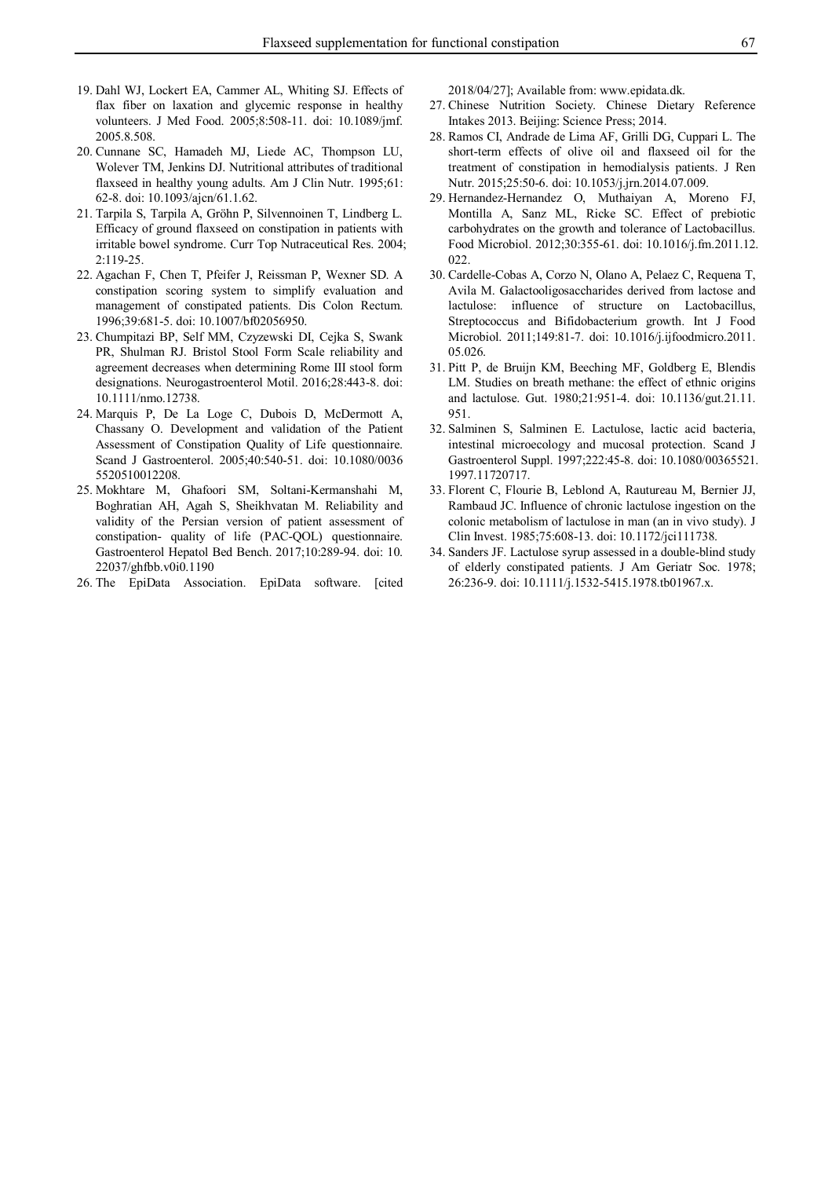19. Dahl WJ, Lockert EA, Cammer AL, Whiting SJ. Effects of flax fiber on laxation and glycemic response in healthy volunteers. J Med Food. 2005;8:508-11. doi: 10.1089/jmf.2005.8.508.
20. Cunnane SC, Hamadeh MJ, Liede AC, Thompson LU, Wolever TM, Jenkins DJ. Nutritional attributes of traditional flaxseed in healthy young adults. Am J Clin Nutr. 1995;61:62-8. doi: 10.1093/ajcn/61.1.62.
21. Tarpila S, Tarpila A, Gröhn P, Silvennoinen T, Lindberg L. Efficacy of ground flaxseed on constipation in patients with irritable bowel syndrome. Curr Top Nutraceutical Res. 2004;2:119-25.
22. Agachan F, Chen T, Pfeifer J, Reissman P, Wexner SD. A constipation scoring system to simplify evaluation and management of constipated patients. Dis Colon Rectum. 1996;39:681-5. doi: 10.1007/bf02056950.
23. Chumpitazi BP, Self MM, Czyzewski DI, Cejka S, Swank PR, Shulman RJ. Bristol Stool Form Scale reliability and agreement decreases when determining Rome III stool form designations. Neurogastroenterol Motil. 2016;28:443-8. doi: 10.1111/nmo.12738.
24. Marquis P, De La Loge C, Dubois D, McDermott A, Chassany O. Development and validation of the Patient Assessment of Constipation Quality of Life questionnaire. Scand J Gastroenterol. 2005;40:540-51. doi: 10.1080/00365520510012208.
25. Mokhtare M, Ghafoori SM, Soltani-Kermanshahi M, Boghratian AH, Agah S, Sheikhvatan M. Reliability and validity of the Persian version of patient assessment of constipation- quality of life (PAC-QOL) questionnaire. Gastroenterol Hepatol Bed Bench. 2017;10:289-94. doi: 10.22037/ghfbb.v0i0.1190
26. The EpiData Association. EpiData software. [cited 2018/04/27]; Available from: www.epidata.dk.
27. Chinese Nutrition Society. Chinese Dietary Reference Intakes 2013. Beijing: Science Press; 2014.
28. Ramos CI, Andrade de Lima AF, Grilli DG, Cuppari L. The short-term effects of olive oil and flaxseed oil for the treatment of constipation in hemodialysis patients. J Ren Nutr. 2015;25:50-6. doi: 10.1053/j.jrn.2014.07.009.
29. Hernandez-Hernandez O, Muthaiyan A, Moreno FJ, Montilla A, Sanz ML, Ricke SC. Effect of prebiotic carbohydrates on the growth and tolerance of Lactobacillus. Food Microbiol. 2012;30:355-61. doi: 10.1016/j.fm.2011.12.022.
30. Cardelle-Cobas A, Corzo N, Olano A, Pelaez C, Requena T, Avila M. Galactooligosaccharides derived from lactose and lactulose: influence of structure on Lactobacillus, Streptococcus and Bifidobacterium growth. Int J Food Microbiol. 2011;149:81-7. doi: 10.1016/j.ijfoodmicro.2011.05.026.
31. Pitt P, de Bruijn KM, Beeching MF, Goldberg E, Blendis LM. Studies on breath methane: the effect of ethnic origins and lactulose. Gut. 1980;21:951-4. doi: 10.1136/gut.21.11.951.
32. Salminen S, Salminen E. Lactulose, lactic acid bacteria, intestinal microecology and mucosal protection. Scand J Gastroenterol Suppl. 1997;222:45-8. doi: 10.1080/00365521.1997.11720717.
33. Florent C, Flourie B, Leblond A, Rautureau M, Bernier JJ, Rambaud JC. Influence of chronic lactulose ingestion on the colonic metabolism of lactulose in man (an in vivo study). J Clin Invest. 1985;75:608-13. doi: 10.1172/jci111738.
34. Sanders JF. Lactulose syrup assessed in a double-blind study of elderly constipated patients. J Am Geriatr Soc. 1978;26:236-9. doi: 10.1111/j.1532-5415.1978.tb01967.x.